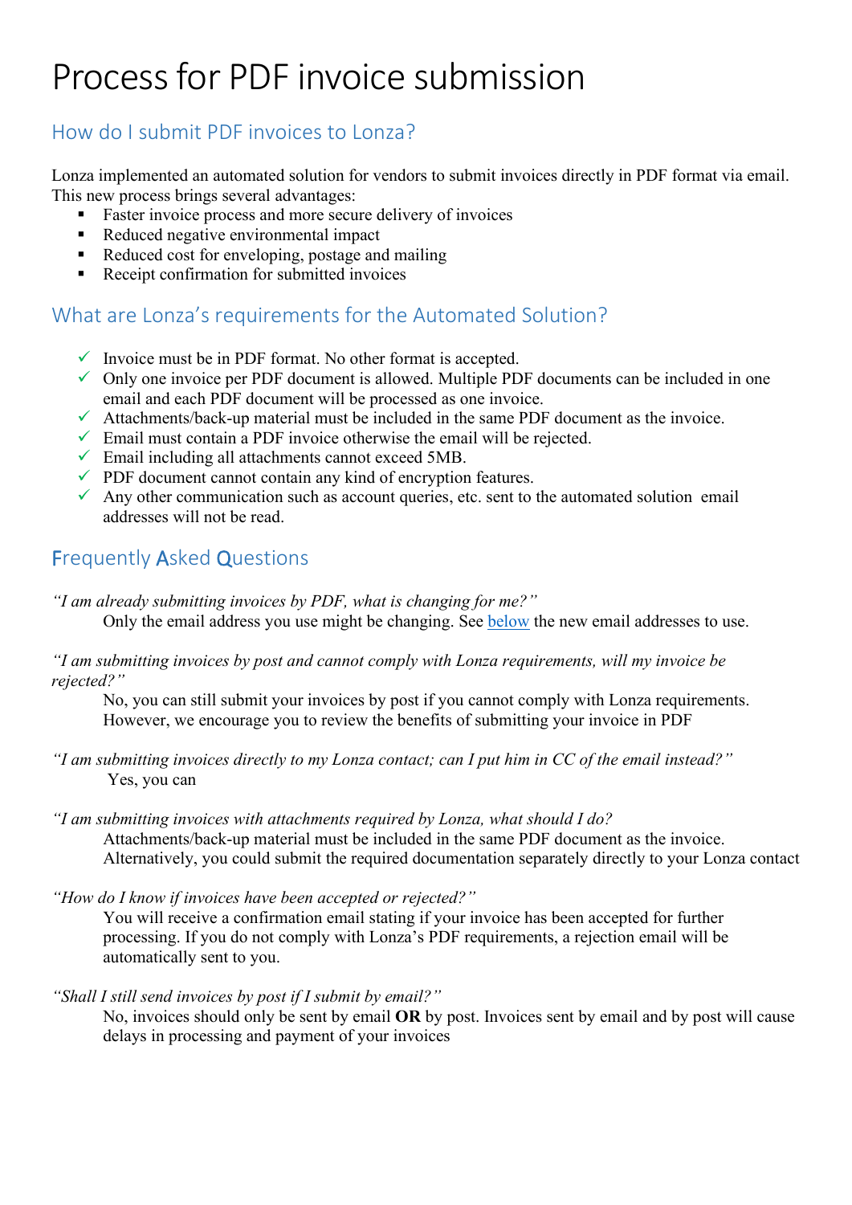# Process for PDF invoice submission

## How do I submit PDF invoices to Lonza?

Lonza implemented an automated solution for vendors to submit invoices directly in PDF format via email. This new process brings several advantages:

- Faster invoice process and more secure delivery of invoices
- Reduced negative environmental impact
- Reduced cost for enveloping, postage and mailing
- Receipt confirmation for submitted invoices

## What are Lonza's requirements for the Automated Solution?

- ✓ Invoice must be in PDF format. No other format is accepted.
- ✓ Only one invoice per PDF document is allowed. Multiple PDF documents can be included in one email and each PDF document will be processed as one invoice.
- ✓ Attachments/back-up material must be included in the same PDF document as the invoice.
- ✓ Email must contain a PDF invoice otherwise the email will be rejected.
- ✓ Email including all attachments cannot exceed 5MB.
- ✓ PDF document cannot contain any kind of encryption features.
- ✓ Any other communication such as account queries, etc. sent to the automated solution email addresses will not be read.

## Frequently Asked Questions

*"I am already submitting invoices by PDF, what is changing for me?"*

Only the email address you use might be changing. See below the new email addresses to use.

*"I am submitting invoices by post and cannot comply with Lonza requirements, will my invoice be rejected?"*

No, you can still submit your invoices by post if you cannot comply with Lonza requirements. However, we encourage you to review the benefits of submitting your invoice in PDF

*"I am submitting invoices directly to my Lonza contact; can I put him in CC of the email instead?"*

Yes, you can

*"I am submitting invoices with attachments required by Lonza, what should I do?*

Attachments/back-up material must be included in the same PDF document as the invoice. Alternatively, you could submit the required documentation separately directly to your Lonza contact

*"How do I know if invoices have been accepted or rejected?"*

You will receive a confirmation email stating if your invoice has been accepted for further processing. If you do not comply with Lonza's PDF requirements, a rejection email will be automatically sent to you.

*"Shall I still send invoices by post if I submit by email?"*

No, invoices should only be sent by email **OR** by post. Invoices sent by email and by post will cause delays in processing and payment of your invoices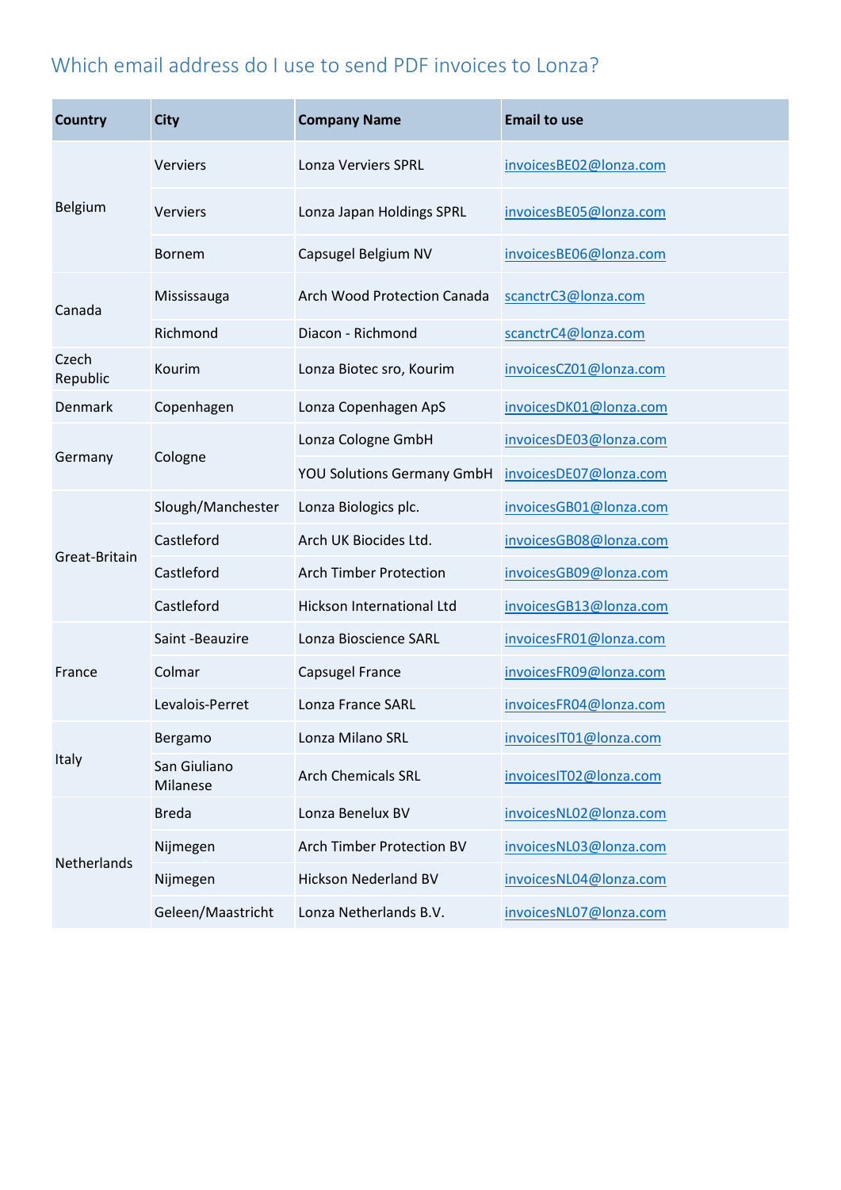## Which email address do I use to send PDF invoices to Lonza?

| Country | City | Company Name | Email to use |
|---|---|---|---|
| Belgium | Verviers | Lonza Verviers SPRL | invoicesBE02@lonza.com |
| | Verviers | Lonza Japan Holdings SPRL | invoicesBE05@lonza.com |
| | Bornem | Capsugel Belgium NV | invoicesBE06@lonza.com |
| Canada | Mississauga | Arch Wood Protection Canada | scanctrC3@lonza.com |
| | Richmond | Diacon - Richmond | scanctrC4@lonza.com |
| Czech Republic | Kourim | Lonza Biotec sro, Kourim | invoicesCZ01@lonza.com |
| Denmark | Copenhagen | Lonza Copenhagen ApS | invoicesDK01@lonza.com |
| Germany | Cologne | Lonza Cologne GmbH | invoicesDE03@lonza.com |
| | | YOU Solutions Germany GmbH | invoicesDE07@lonza.com |
| Great-Britain | Slough/Manchester | Lonza Biologics plc. | invoicesGB01@lonza.com |
| | Castleford | Arch UK Biocides Ltd. | invoicesGB08@lonza.com |
| | Castleford | Arch Timber Protection | invoicesGB09@lonza.com |
| | Castleford | Hickson International Ltd | invoicesGB13@lonza.com |
| France | Saint -Beauzire | Lonza Bioscience SARL | invoicesFR01@lonza.com |
| | Colmar | Capsugel France | invoicesFR09@lonza.com |
| | Levalois-Perret | Lonza France SARL | invoicesFR04@lonza.com |
| Italy | Bergamo | Lonza Milano SRL | invoicesIT01@lonza.com |
| | San Giuliano Milanese | Arch Chemicals SRL | invoicesIT02@lonza.com |
| Netherlands | Breda | Lonza Benelux BV | invoicesNL02@lonza.com |
| | Nijmegen | Arch Timber Protection BV | invoicesNL03@lonza.com |
| | Nijmegen | Hickson Nederland BV | invoicesNL04@lonza.com |
| | Geleen/Maastricht | Lonza Netherlands B.V. | invoicesNL07@lonza.com |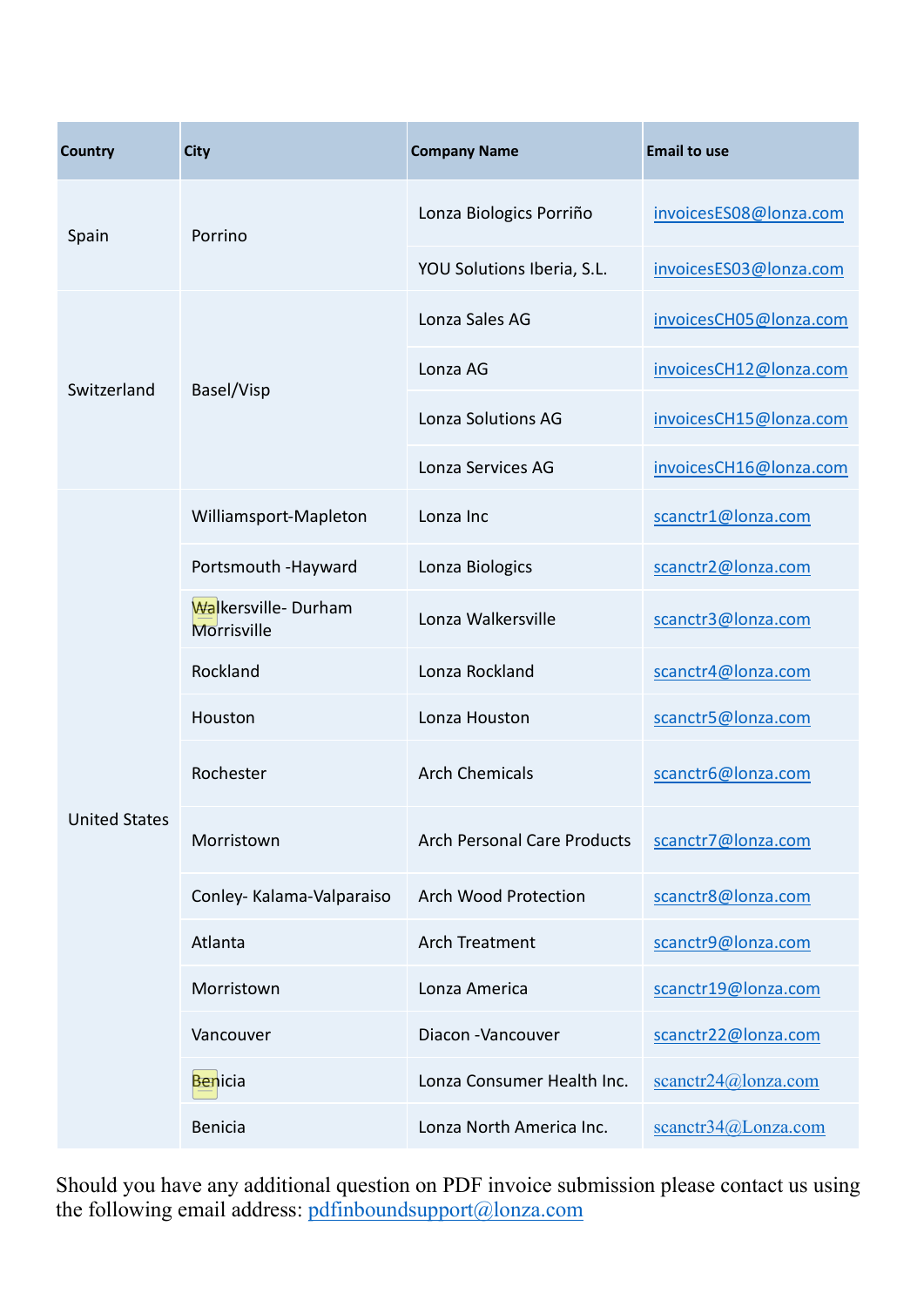| Country | City | Company Name | Email to use |
|---|---|---|---|
| Spain | Porrino | Lonza Biologics Porriño | invoicesES08@lonza.com |
| | | YOU Solutions Iberia, S.L. | invoicesES03@lonza.com |
| Switzerland | Basel/Visp | Lonza Sales AG | invoicesCH05@lonza.com |
| | | Lonza AG | invoicesCH12@lonza.com |
| | | Lonza Solutions AG | invoicesCH15@lonza.com |
| | | Lonza Services AG | invoicesCH16@lonza.com |
| United States | Williamsport-Mapleton | Lonza Inc | scanctr1@lonza.com |
| | Portsmouth -Hayward | Lonza Biologics | scanctr2@lonza.com |
| | Walkersville- Durham Morrisville | Lonza Walkersville | scanctr3@lonza.com |
| | Rockland | Lonza Rockland | scanctr4@lonza.com |
| | Houston | Lonza Houston | scanctr5@lonza.com |
| | Rochester | Arch Chemicals | scanctr6@lonza.com |
| | Morristown | Arch Personal Care Products | scanctr7@lonza.com |
| | Conley- Kalama-Valparaiso | Arch Wood Protection | scanctr8@lonza.com |
| | Atlanta | Arch Treatment | scanctr9@lonza.com |
| | Morristown | Lonza America | scanctr19@lonza.com |
| | Vancouver | Diacon -Vancouver | scanctr22@lonza.com |
| | Benicia | Lonza Consumer Health Inc. | scanctr24@lonza.com |
| | Benicia | Lonza North America Inc. | scanctr34@Lonza.com |

Should you have any additional question on PDF invoice submission please contact us using the following email address: pdfinboundsupport@lonza.com